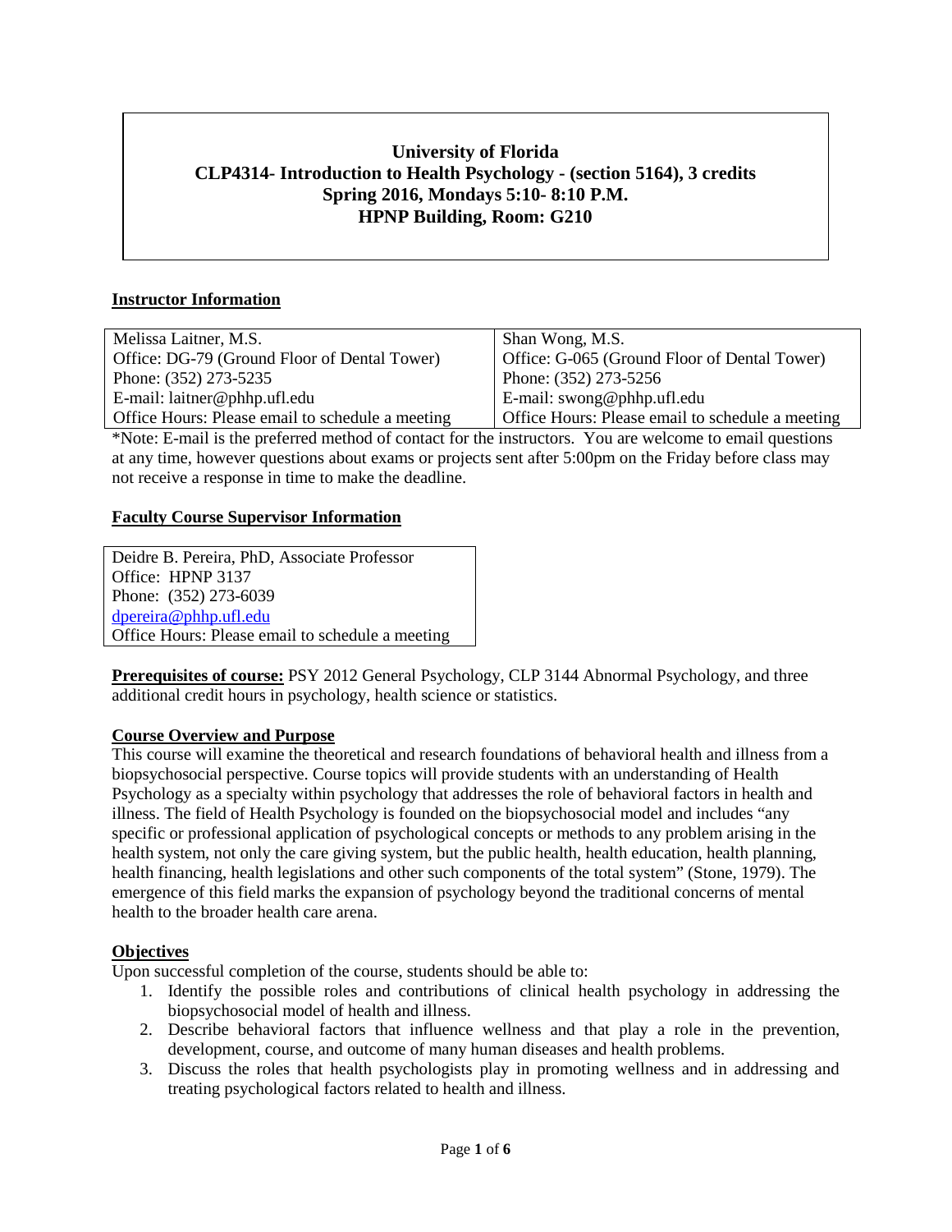# University of Florida
# CLP4314- Introduction to Health Psychology - (section 5164), 3 credits
# Spring 2016, Mondays 5:10- 8:10 P.M.
# HPNP Building, Room: G210

## Instructor Information

| Melissa Laitner, M.S. | Shan Wong, M.S. |
|---|---|
| Office: DG-79 (Ground Floor of Dental Tower) | Office: G-065 (Ground Floor of Dental Tower) |
| Phone: (352) 273-5235 | Phone: (352) 273-5256 |
| E-mail: laitner@phhp.ufl.edu | E-mail: swong@phhp.ufl.edu |
| Office Hours: Please email to schedule a meeting | Office Hours: Please email to schedule a meeting |

*Note: E-mail is the preferred method of contact for the instructors. You are welcome to email questions at any time, however questions about exams or projects sent after 5:00pm on the Friday before class may not receive a response in time to make the deadline.

## Faculty Course Supervisor Information

Deidre B. Pereira, PhD, Associate Professor
Office: HPNP 3137
Phone: (352) 273-6039
dpereira@phhp.ufl.edu
Office Hours: Please email to schedule a meeting

**Prerequisites of course:** PSY 2012 General Psychology, CLP 3144 Abnormal Psychology, and three additional credit hours in psychology, health science or statistics.

## Course Overview and Purpose

This course will examine the theoretical and research foundations of behavioral health and illness from a biopsychosocial perspective. Course topics will provide students with an understanding of Health Psychology as a specialty within psychology that addresses the role of behavioral factors in health and illness. The field of Health Psychology is founded on the biopsychosocial model and includes "any specific or professional application of psychological concepts or methods to any problem arising in the health system, not only the care giving system, but the public health, health education, health planning, health financing, health legislations and other such components of the total system" (Stone, 1979). The emergence of this field marks the expansion of psychology beyond the traditional concerns of mental health to the broader health care arena.

## Objectives

Upon successful completion of the course, students should be able to:

1. Identify the possible roles and contributions of clinical health psychology in addressing the biopsychosocial model of health and illness.
2. Describe behavioral factors that influence wellness and that play a role in the prevention, development, course, and outcome of many human diseases and health problems.
3. Discuss the roles that health psychologists play in promoting wellness and in addressing and treating psychological factors related to health and illness.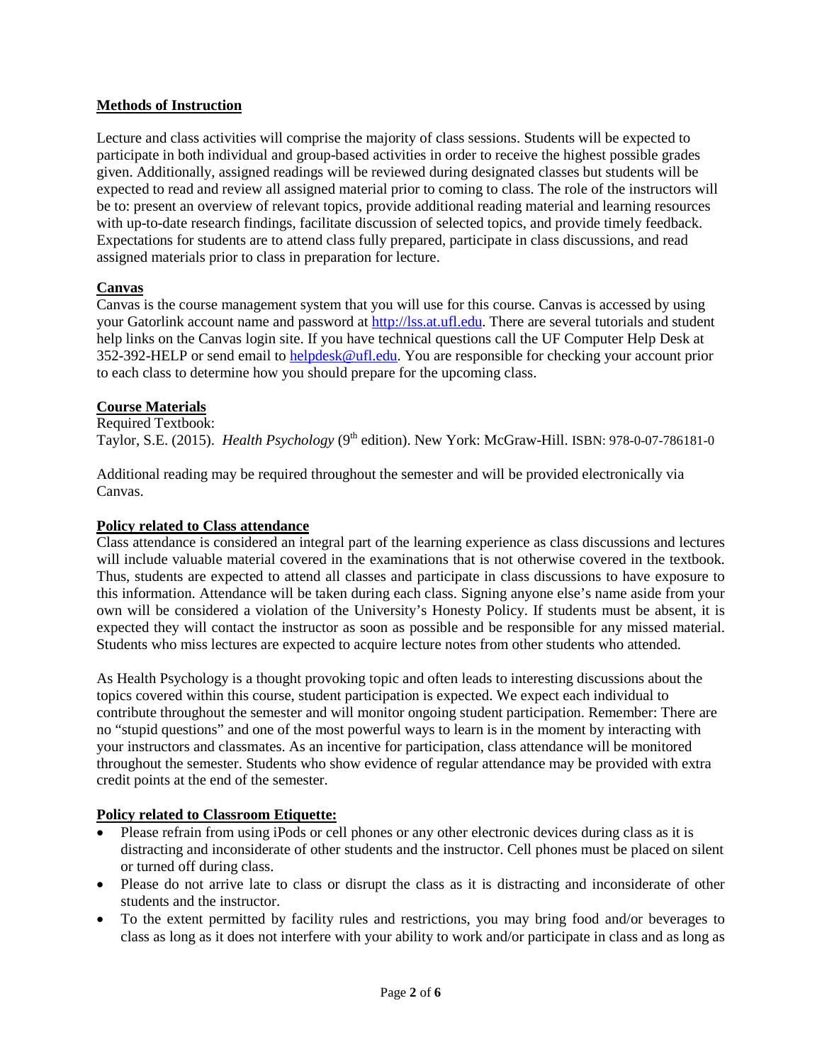**Methods of Instruction**

Lecture and class activities will comprise the majority of class sessions. Students will be expected to participate in both individual and group-based activities in order to receive the highest possible grades given. Additionally, assigned readings will be reviewed during designated classes but students will be expected to read and review all assigned material prior to coming to class. The role of the instructors will be to: present an overview of relevant topics, provide additional reading material and learning resources with up-to-date research findings, facilitate discussion of selected topics, and provide timely feedback. Expectations for students are to attend class fully prepared, participate in class discussions, and read assigned materials prior to class in preparation for lecture.

**Canvas**

Canvas is the course management system that you will use for this course. Canvas is accessed by using your Gatorlink account name and password at [http://lss.at.ufl.edu](http://lss.at.ufl.edu). There are several tutorials and student help links on the Canvas login site. If you have technical questions call the UF Computer Help Desk at 352-392-HELP or send email to [helpdesk@ufl.edu](mailto:helpdesk@ufl.edu). You are responsible for checking your account prior to each class to determine how you should prepare for the upcoming class.

**Course Materials**

Required Textbook:
Taylor, S.E. (2015). *Health Psychology* (9th edition). New York: McGraw-Hill. ISBN: 978-0-07-786181-0

Additional reading may be required throughout the semester and will be provided electronically via Canvas.

**Policy related to Class attendance**

Class attendance is considered an integral part of the learning experience as class discussions and lectures will include valuable material covered in the examinations that is not otherwise covered in the textbook. Thus, students are expected to attend all classes and participate in class discussions to have exposure to this information. Attendance will be taken during each class. Signing anyone else's name aside from your own will be considered a violation of the University's Honesty Policy. If students must be absent, it is expected they will contact the instructor as soon as possible and be responsible for any missed material. Students who miss lectures are expected to acquire lecture notes from other students who attended.

As Health Psychology is a thought provoking topic and often leads to interesting discussions about the topics covered within this course, student participation is expected. We expect each individual to contribute throughout the semester and will monitor ongoing student participation. Remember: There are no "stupid questions" and one of the most powerful ways to learn is in the moment by interacting with your instructors and classmates. As an incentive for participation, class attendance will be monitored throughout the semester. Students who show evidence of regular attendance may be provided with extra credit points at the end of the semester.

**Policy related to Classroom Etiquette:**

- Please refrain from using iPods or cell phones or any other electronic devices during class as it is distracting and inconsiderate of other students and the instructor. Cell phones must be placed on silent or turned off during class.
- Please do not arrive late to class or disrupt the class as it is distracting and inconsiderate of other students and the instructor.
- To the extent permitted by facility rules and restrictions, you may bring food and/or beverages to class as long as it does not interfere with your ability to work and/or participate in class and as long as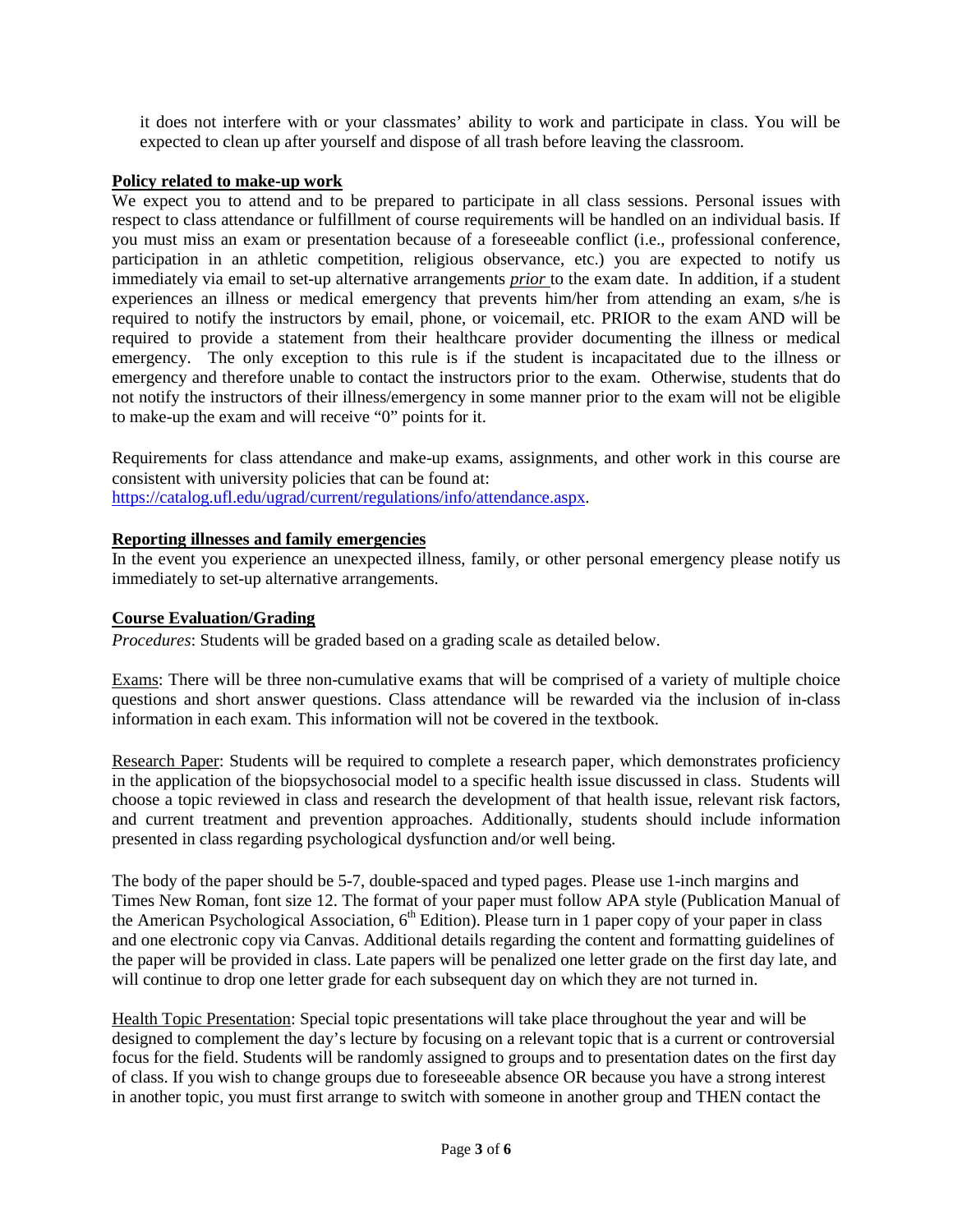it does not interfere with or your classmates' ability to work and participate in class. You will be expected to clean up after yourself and dispose of all trash before leaving the classroom.

**Policy related to make-up work**

We expect you to attend and to be prepared to participate in all class sessions. Personal issues with respect to class attendance or fulfillment of course requirements will be handled on an individual basis. If you must miss an exam or presentation because of a foreseeable conflict (i.e., professional conference, participation in an athletic competition, religious observance, etc.) you are expected to notify us immediately via email to set-up alternative arrangements ***prior*** to the exam date. In addition, if a student experiences an illness or medical emergency that prevents him/her from attending an exam, s/he is required to notify the instructors by email, phone, or voicemail, etc. PRIOR to the exam AND will be required to provide a statement from their healthcare provider documenting the illness or medical emergency. The only exception to this rule is if the student is incapacitated due to the illness or emergency and therefore unable to contact the instructors prior to the exam. Otherwise, students that do not notify the instructors of their illness/emergency in some manner prior to the exam will not be eligible to make-up the exam and will receive "0" points for it.

Requirements for class attendance and make-up exams, assignments, and other work in this course are consistent with university policies that can be found at:
https://catalog.ufl.edu/ugrad/current/regulations/info/attendance.aspx.

**Reporting illnesses and family emergencies**

In the event you experience an unexpected illness, family, or other personal emergency please notify us immediately to set-up alternative arrangements.

**Course Evaluation/Grading**

*Procedures*: Students will be graded based on a grading scale as detailed below.

Exams: There will be three non-cumulative exams that will be comprised of a variety of multiple choice questions and short answer questions. Class attendance will be rewarded via the inclusion of in-class information in each exam. This information will not be covered in the textbook.

Research Paper: Students will be required to complete a research paper, which demonstrates proficiency in the application of the biopsychosocial model to a specific health issue discussed in class. Students will choose a topic reviewed in class and research the development of that health issue, relevant risk factors, and current treatment and prevention approaches. Additionally, students should include information presented in class regarding psychological dysfunction and/or well being.

The body of the paper should be 5-7, double-spaced and typed pages. Please use 1-inch margins and Times New Roman, font size 12. The format of your paper must follow APA style (Publication Manual of the American Psychological Association, 6th Edition). Please turn in 1 paper copy of your paper in class and one electronic copy via Canvas. Additional details regarding the content and formatting guidelines of the paper will be provided in class. Late papers will be penalized one letter grade on the first day late, and will continue to drop one letter grade for each subsequent day on which they are not turned in.

Health Topic Presentation: Special topic presentations will take place throughout the year and will be designed to complement the day's lecture by focusing on a relevant topic that is a current or controversial focus for the field. Students will be randomly assigned to groups and to presentation dates on the first day of class. If you wish to change groups due to foreseeable absence OR because you have a strong interest in another topic, you must first arrange to switch with someone in another group and THEN contact the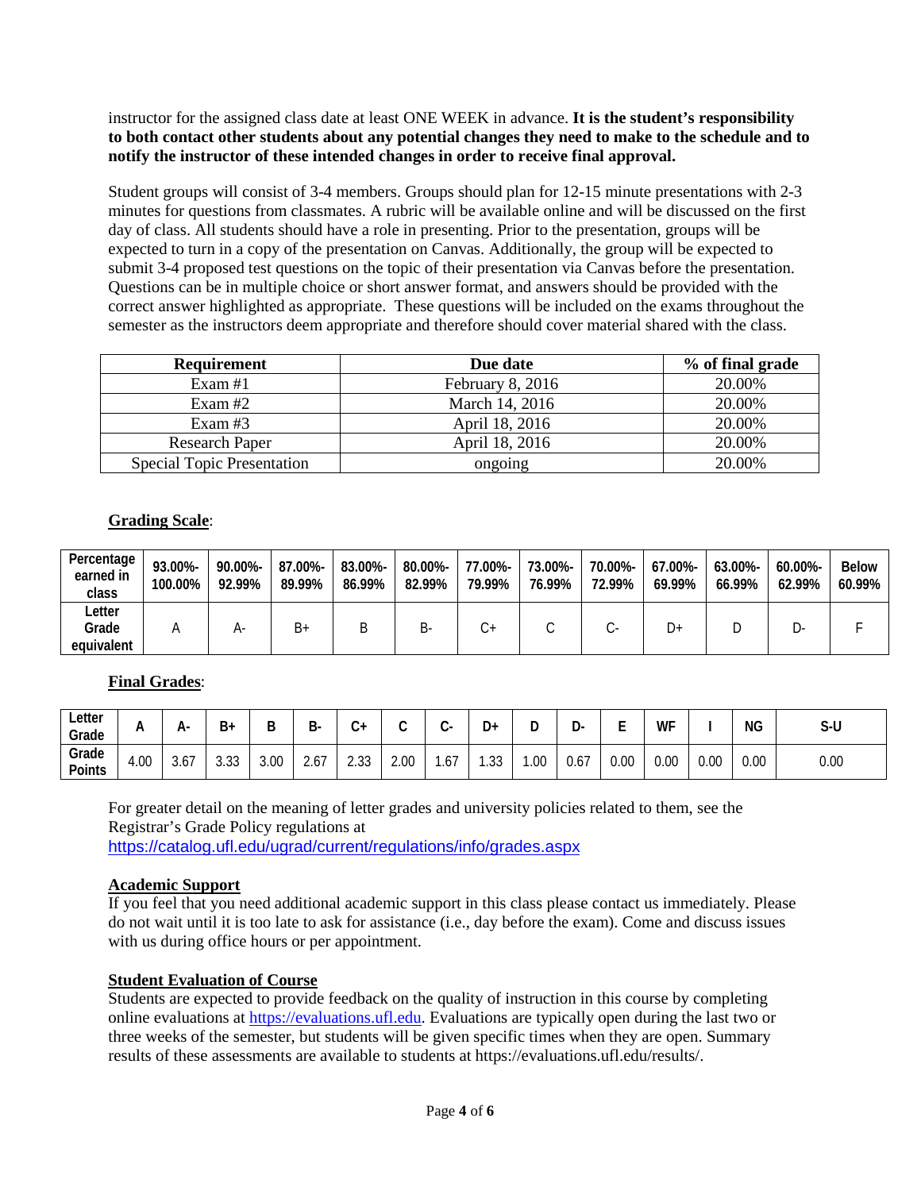instructor for the assigned class date at least ONE WEEK in advance. **It is the student's responsibility to both contact other students about any potential changes they need to make to the schedule and to notify the instructor of these intended changes in order to receive final approval.**

Student groups will consist of 3-4 members. Groups should plan for 12-15 minute presentations with 2-3 minutes for questions from classmates. A rubric will be available online and will be discussed on the first day of class. All students should have a role in presenting. Prior to the presentation, groups will be expected to turn in a copy of the presentation on Canvas. Additionally, the group will be expected to submit 3-4 proposed test questions on the topic of their presentation via Canvas before the presentation. Questions can be in multiple choice or short answer format, and answers should be provided with the correct answer highlighted as appropriate. These questions will be included on the exams throughout the semester as the instructors deem appropriate and therefore should cover material shared with the class.

| Requirement | Due date | % of final grade |
|---|---|---|
| Exam #1 | February 8, 2016 | 20.00% |
| Exam #2 | March 14, 2016 | 20.00% |
| Exam #3 | April 18, 2016 | 20.00% |
| Research Paper | April 18, 2016 | 20.00% |
| Special Topic Presentation | ongoing | 20.00% |

**Grading Scale**:

| Percentage earned in class | 93.00%-100.00% | 90.00%-92.99% | 87.00%-89.99% | 83.00%-86.99% | 80.00%-82.99% | 77.00%-79.99% | 73.00%-76.99% | 70.00%-72.99% | 67.00%-69.99% | 63.00%-66.99% | 60.00%-62.99% | Below 60.99% |
|---|---|---|---|---|---|---|---|---|---|---|---|---|
| Letter Grade equivalent | A | A- | B+ | B | B- | C+ | C | C- | D+ | D | D- | F |

**Final Grades**:

| Letter Grade | A | A- | B+ | B | B- | C+ | C | C- | D+ | D | D- | E | WF | I | NG | S-U |
|---|---|---|---|---|---|---|---|---|---|---|---|---|---|---|---|---|
| Grade Points | 4.00 | 3.67 | 3.33 | 3.00 | 2.67 | 2.33 | 2.00 | 1.67 | 1.33 | 1.00 | 0.67 | 0.00 | 0.00 | 0.00 | 0.00 | 0.00 |

For greater detail on the meaning of letter grades and university policies related to them, see the Registrar's Grade Policy regulations at
https://catalog.ufl.edu/ugrad/current/regulations/info/grades.aspx

**Academic Support**

If you feel that you need additional academic support in this class please contact us immediately. Please do not wait until it is too late to ask for assistance (i.e., day before the exam). Come and discuss issues with us during office hours or per appointment.

**Student Evaluation of Course**

Students are expected to provide feedback on the quality of instruction in this course by completing online evaluations at https://evaluations.ufl.edu. Evaluations are typically open during the last two or three weeks of the semester, but students will be given specific times when they are open. Summary results of these assessments are available to students at https://evaluations.ufl.edu/results/.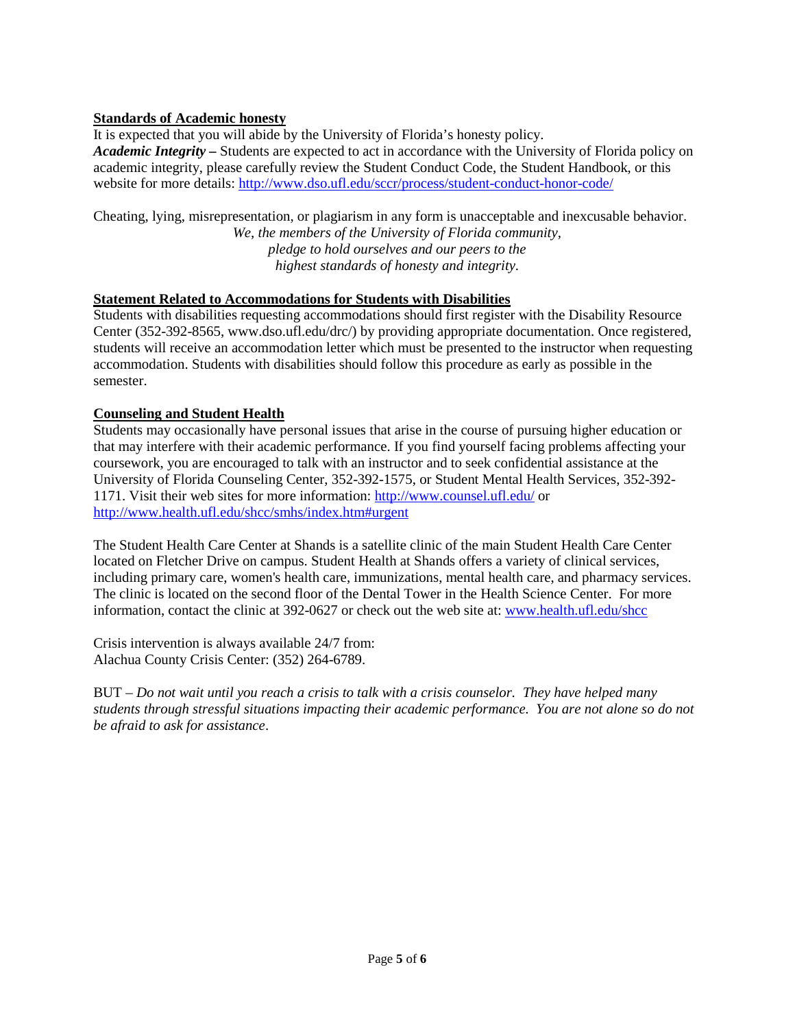## Standards of Academic honesty

It is expected that you will abide by the University of Florida's honesty policy.

***Academic Integrity –*** Students are expected to act in accordance with the University of Florida policy on academic integrity, please carefully review the Student Conduct Code, the Student Handbook, or this website for more details: http://www.dso.ufl.edu/sccr/process/student-conduct-honor-code/

Cheating, lying, misrepresentation, or plagiarism in any form is unacceptable and inexcusable behavior.

*We, the members of the University of Florida community,*
*pledge to hold ourselves and our peers to the*
*highest standards of honesty and integrity.*

## Statement Related to Accommodations for Students with Disabilities

Students with disabilities requesting accommodations should first register with the Disability Resource Center (352-392-8565, www.dso.ufl.edu/drc/) by providing appropriate documentation. Once registered, students will receive an accommodation letter which must be presented to the instructor when requesting accommodation. Students with disabilities should follow this procedure as early as possible in the semester.

## Counseling and Student Health

Students may occasionally have personal issues that arise in the course of pursuing higher education or that may interfere with their academic performance. If you find yourself facing problems affecting your coursework, you are encouraged to talk with an instructor and to seek confidential assistance at the University of Florida Counseling Center, 352-392-1575, or Student Mental Health Services, 352-392-1171. Visit their web sites for more information: http://www.counsel.ufl.edu/ or http://www.health.ufl.edu/shcc/smhs/index.htm#urgent

The Student Health Care Center at Shands is a satellite clinic of the main Student Health Care Center located on Fletcher Drive on campus. Student Health at Shands offers a variety of clinical services, including primary care, women's health care, immunizations, mental health care, and pharmacy services. The clinic is located on the second floor of the Dental Tower in the Health Science Center. For more information, contact the clinic at 392-0627 or check out the web site at: www.health.ufl.edu/shcc

Crisis intervention is always available 24/7 from:
Alachua County Crisis Center: (352) 264-6789.

BUT – *Do not wait until you reach a crisis to talk with a crisis counselor. They have helped many students through stressful situations impacting their academic performance. You are not alone so do not be afraid to ask for assistance*.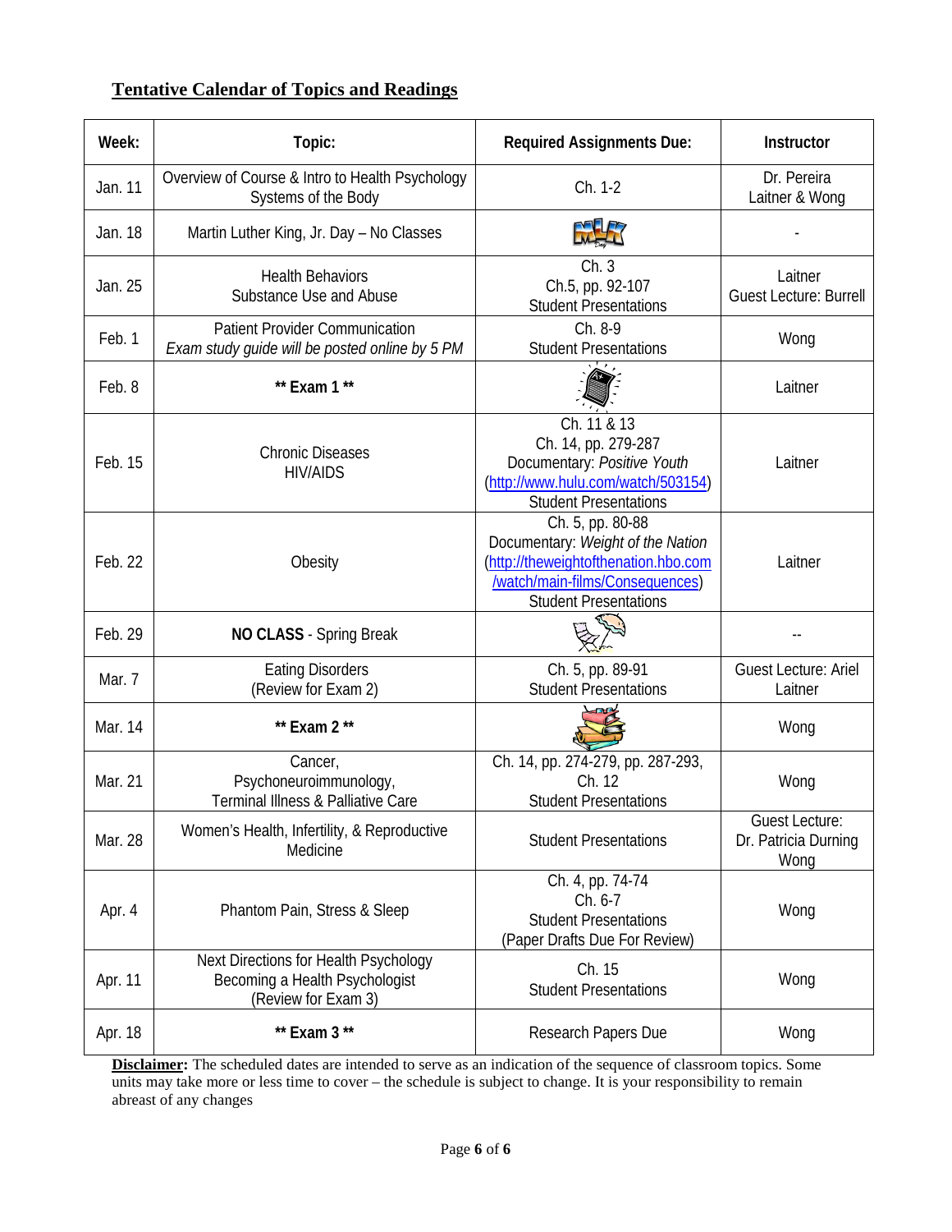## Tentative Calendar of Topics and Readings

| Week: | Topic: | Required Assignments Due: | Instructor |
|---|---|---|---|
| Jan. 11 | Overview of Course & Intro to Health Psychology<br>Systems of the Body | Ch. 1-2 | Dr. Pereira<br>Laitner & Wong |
| Jan. 18 | Martin Luther King, Jr. Day – No Classes | | - |
| Jan. 25 | Health Behaviors<br>Substance Use and Abuse | Ch. 3<br>Ch.5, pp. 92-107<br>Student Presentations | Laitner<br>Guest Lecture: Burrell |
| Feb. 1 | Patient Provider Communication<br>*Exam study guide will be posted online by 5 PM* | Ch. 8-9<br>Student Presentations | Wong |
| Feb. 8 | **\*\* Exam 1 \*\*** | | Laitner |
| Feb. 15 | Chronic Diseases<br>HIV/AIDS | Ch. 11 & 13<br>Ch. 14, pp. 279-287<br>Documentary: *Positive Youth*<br>(http://www.hulu.com/watch/503154)<br>Student Presentations | Laitner |
| Feb. 22 | Obesity | Ch. 5, pp. 80-88<br>Documentary: *Weight of the Nation*<br>(http://theweightofthenation.hbo.com/watch/main-films/Consequences)<br>Student Presentations | Laitner |
| Feb. 29 | **NO CLASS** - Spring Break | | -- |
| Mar. 7 | Eating Disorders<br>(Review for Exam 2) | Ch. 5, pp. 89-91<br>Student Presentations | Guest Lecture: Ariel<br>Laitner |
| Mar. 14 | **\*\* Exam 2 \*\*** | | Wong |
| Mar. 21 | Cancer,<br>Psychoneuroimmunology,<br>Terminal Illness & Palliative Care | Ch. 14, pp. 274-279, pp. 287-293,<br>Ch. 12<br>Student Presentations | Wong |
| Mar. 28 | Women's Health, Infertility, & Reproductive Medicine | Student Presentations | Guest Lecture:<br>Dr. Patricia Durning<br>Wong |
| Apr. 4 | Phantom Pain, Stress & Sleep | Ch. 4, pp. 74-74<br>Ch. 6-7<br>Student Presentations<br>(Paper Drafts Due For Review) | Wong |
| Apr. 11 | Next Directions for Health Psychology<br>Becoming a Health Psychologist<br>(Review for Exam 3) | Ch. 15<br>Student Presentations | Wong |
| Apr. 18 | **\*\* Exam 3 \*\*** | Research Papers Due | Wong |

**Disclaimer:** The scheduled dates are intended to serve as an indication of the sequence of classroom topics. Some units may take more or less time to cover – the schedule is subject to change. It is your responsibility to remain abreast of any changes